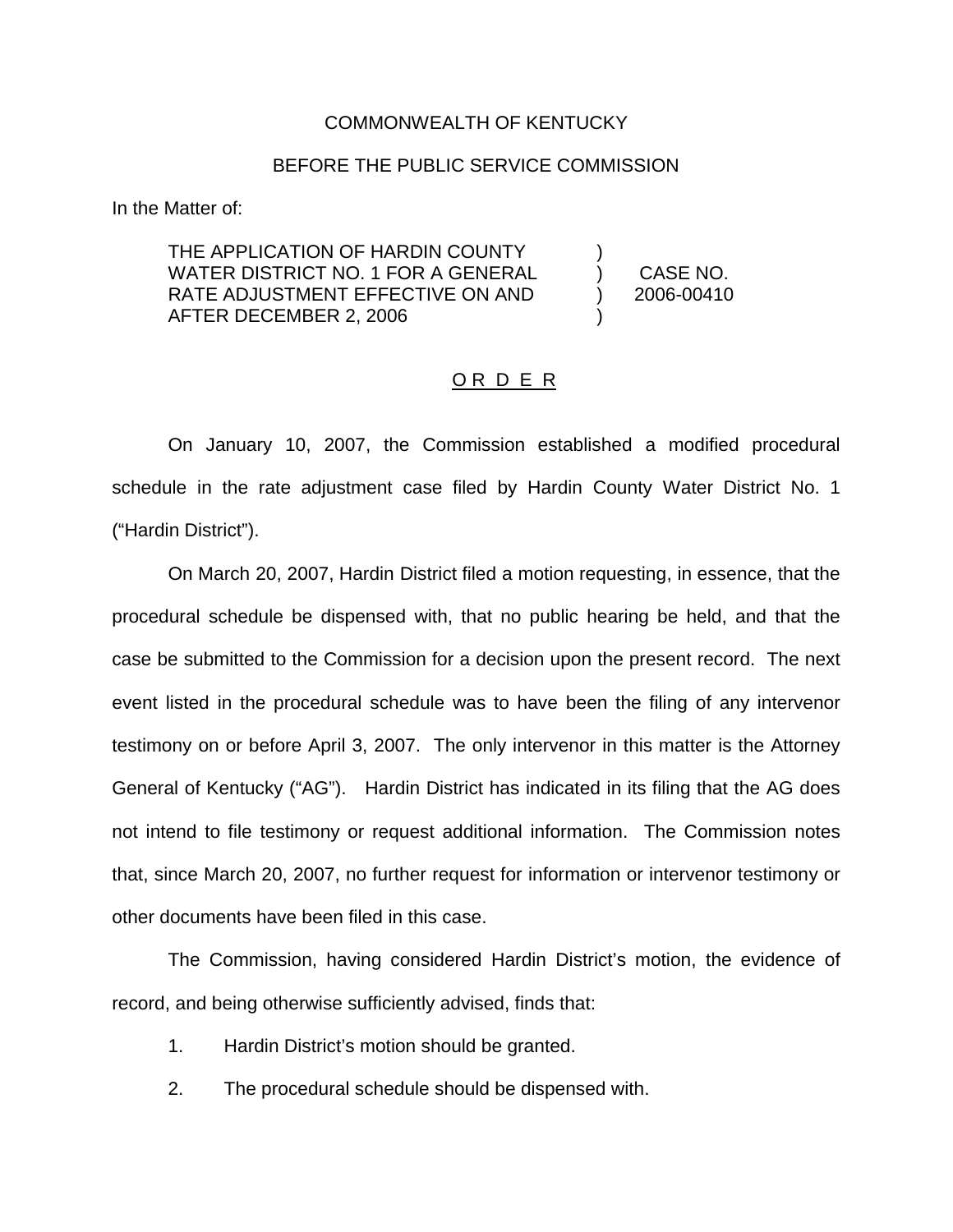COMMONWEALTH OF KENTUCKY

BEFORE THE PUBLIC SERVICE COMMISSION

In the Matter of:

| | | |
|---|---|---|
| THE APPLICATION OF HARDIN COUNTY WATER DISTRICT NO. 1 FOR A GENERAL RATE ADJUSTMENT EFFECTIVE ON AND AFTER DECEMBER 2, 2006 | ) ) ) ) | CASE NO. 2006-00410 |

<u>O R D E R</u>

On January 10, 2007, the Commission established a modified procedural schedule in the rate adjustment case filed by Hardin County Water District No. 1 ("Hardin District").

On March 20, 2007, Hardin District filed a motion requesting, in essence, that the procedural schedule be dispensed with, that no public hearing be held, and that the case be submitted to the Commission for a decision upon the present record. The next event listed in the procedural schedule was to have been the filing of any intervenor testimony on or before April 3, 2007. The only intervenor in this matter is the Attorney General of Kentucky ("AG"). Hardin District has indicated in its filing that the AG does not intend to file testimony or request additional information. The Commission notes that, since March 20, 2007, no further request for information or intervenor testimony or other documents have been filed in this case.

The Commission, having considered Hardin District's motion, the evidence of record, and being otherwise sufficiently advised, finds that:

1. Hardin District's motion should be granted.

2. The procedural schedule should be dispensed with.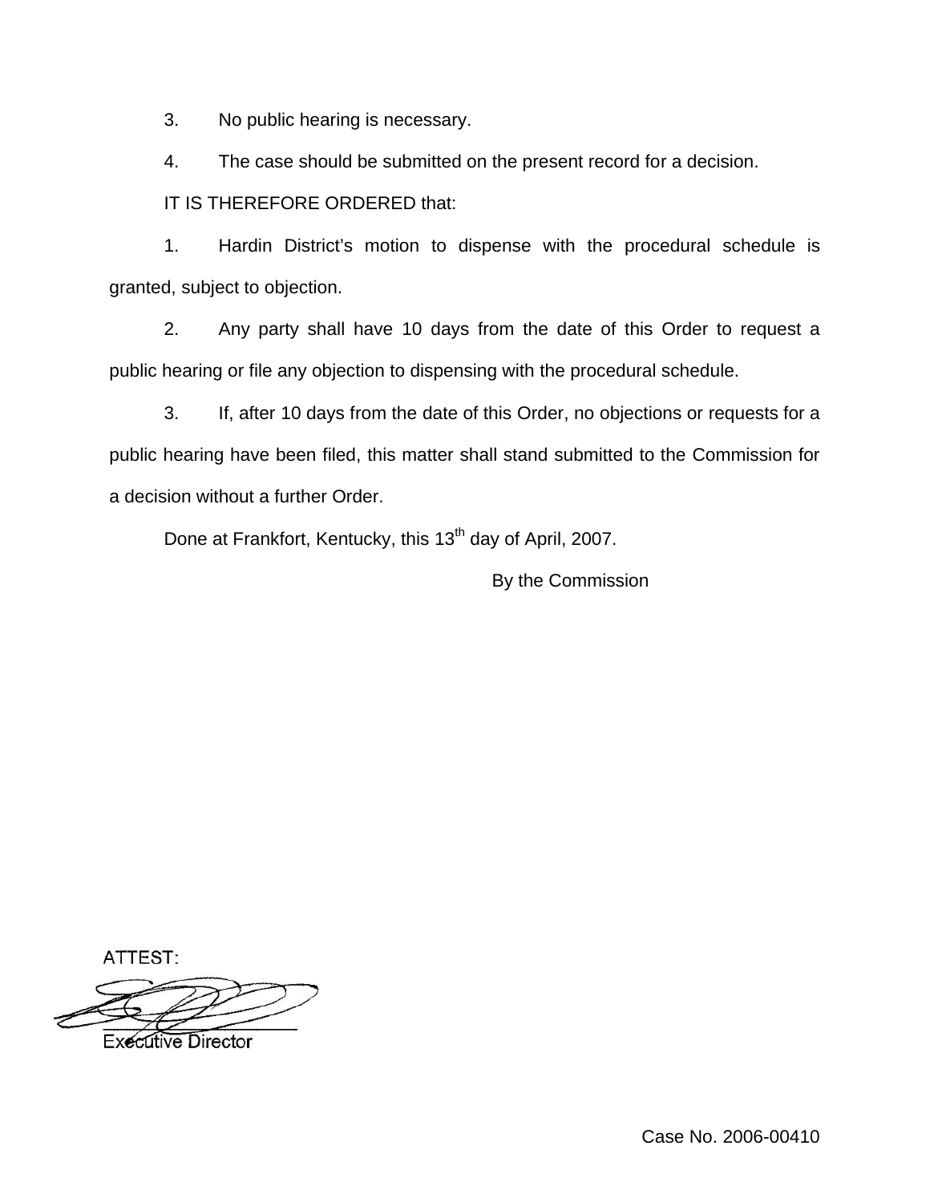3. No public hearing is necessary.

4. The case should be submitted on the present record for a decision.

IT IS THEREFORE ORDERED that:

1. Hardin District's motion to dispense with the procedural schedule is granted, subject to objection.

2. Any party shall have 10 days from the date of this Order to request a public hearing or file any objection to dispensing with the procedural schedule.

3. If, after 10 days from the date of this Order, no objections or requests for a public hearing have been filed, this matter shall stand submitted to the Commission for a decision without a further Order.

Done at Frankfort, Kentucky, this 13th day of April, 2007.

By the Commission

ATTEST:

Executive Director

Case No. 2006-00410